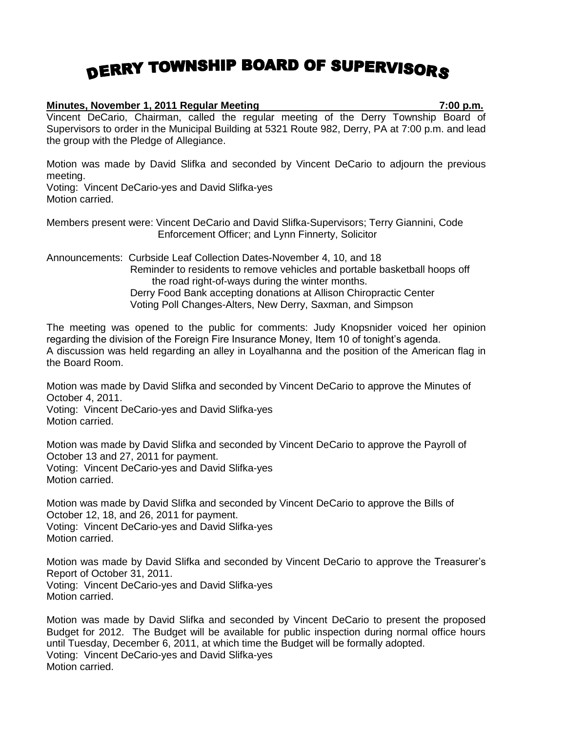# DERRY TOWNSHIP BOARD OF SUPERVISORS

**Minutes, November 1, 2011 Regular Meeting 7:00 p.m.**

Vincent DeCario, Chairman, called the regular meeting of the Derry Township Board of Supervisors to order in the Municipal Building at 5321 Route 982, Derry, PA at 7:00 p.m. and lead the group with the Pledge of Allegiance.

Motion was made by David Slifka and seconded by Vincent DeCario to adjourn the previous meeting.
Voting: Vincent DeCario-yes and David Slifka-yes
Motion carried.

Members present were: Vincent DeCario and David Slifka-Supervisors; Terry Giannini, Code Enforcement Officer; and Lynn Finnerty, Solicitor

Announcements: Curbside Leaf Collection Dates-November 4, 10, and 18
Reminder to residents to remove vehicles and portable basketball hoops off the road right-of-ways during the winter months.
Derry Food Bank accepting donations at Allison Chiropractic Center
Voting Poll Changes-Alters, New Derry, Saxman, and Simpson

The meeting was opened to the public for comments: Judy Knopsnider voiced her opinion regarding the division of the Foreign Fire Insurance Money, Item 10 of tonight's agenda.
A discussion was held regarding an alley in Loyalhanna and the position of the American flag in the Board Room.

Motion was made by David Slifka and seconded by Vincent DeCario to approve the Minutes of October 4, 2011.
Voting: Vincent DeCario-yes and David Slifka-yes
Motion carried.

Motion was made by David Slifka and seconded by Vincent DeCario to approve the Payroll of October 13 and 27, 2011 for payment.
Voting: Vincent DeCario-yes and David Slifka-yes
Motion carried.

Motion was made by David Slifka and seconded by Vincent DeCario to approve the Bills of October 12, 18, and 26, 2011 for payment.
Voting: Vincent DeCario-yes and David Slifka-yes
Motion carried.

Motion was made by David Slifka and seconded by Vincent DeCario to approve the Treasurer's Report of October 31, 2011.
Voting: Vincent DeCario-yes and David Slifka-yes
Motion carried.

Motion was made by David Slifka and seconded by Vincent DeCario to present the proposed Budget for 2012. The Budget will be available for public inspection during normal office hours until Tuesday, December 6, 2011, at which time the Budget will be formally adopted.
Voting: Vincent DeCario-yes and David Slifka-yes
Motion carried.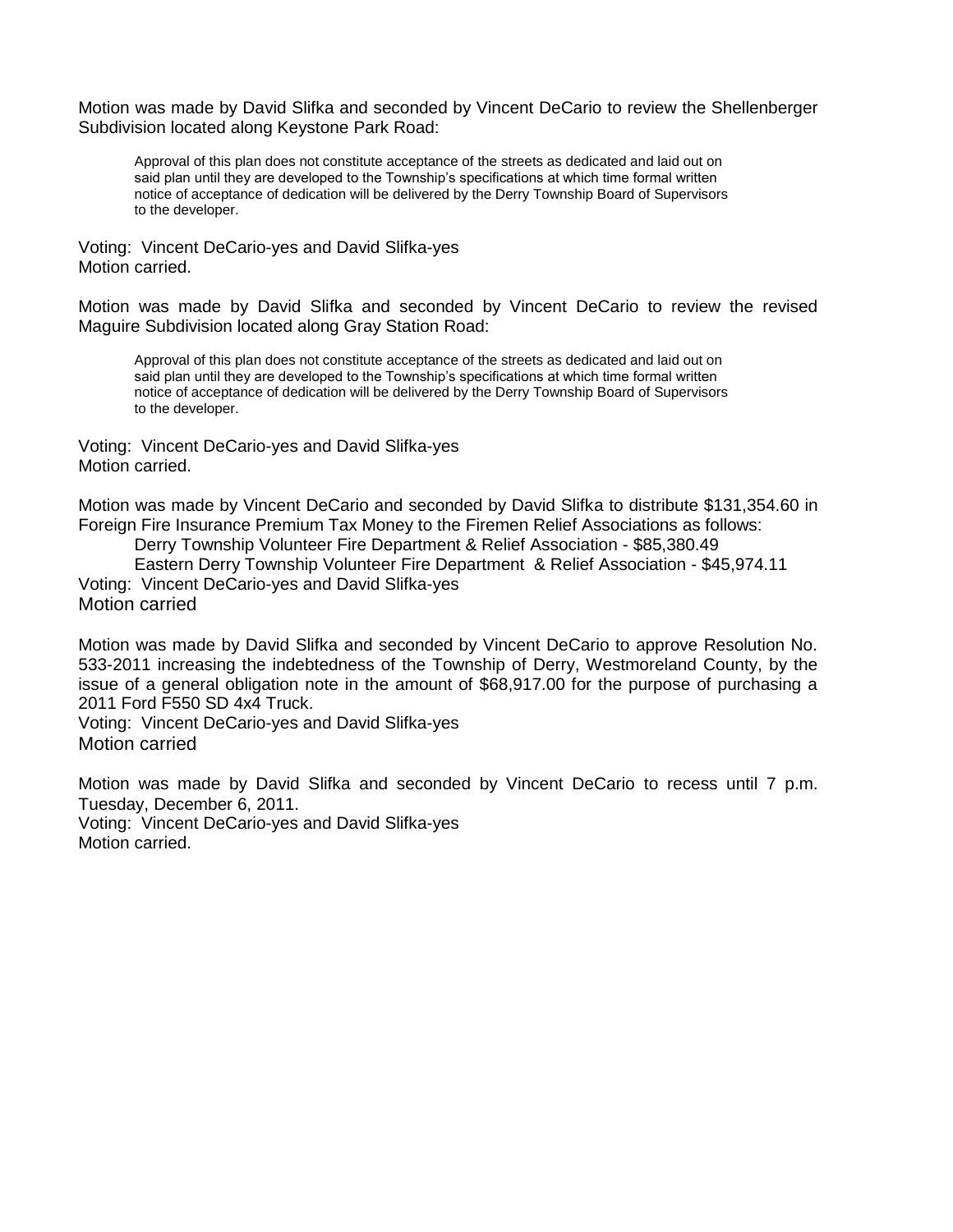Motion was made by David Slifka and seconded by Vincent DeCario to review the Shellenberger Subdivision located along Keystone Park Road:

> Approval of this plan does not constitute acceptance of the streets as dedicated and laid out on said plan until they are developed to the Township's specifications at which time formal written notice of acceptance of dedication will be delivered by the Derry Township Board of Supervisors to the developer.

Voting: Vincent DeCario-yes and David Slifka-yes
Motion carried.

Motion was made by David Slifka and seconded by Vincent DeCario to review the revised Maguire Subdivision located along Gray Station Road:

> Approval of this plan does not constitute acceptance of the streets as dedicated and laid out on said plan until they are developed to the Township's specifications at which time formal written notice of acceptance of dedication will be delivered by the Derry Township Board of Supervisors to the developer.

Voting: Vincent DeCario-yes and David Slifka-yes
Motion carried.

Motion was made by Vincent DeCario and seconded by David Slifka to distribute $131,354.60 in Foreign Fire Insurance Premium Tax Money to the Firemen Relief Associations as follows:

Derry Township Volunteer Fire Department & Relief Association - $85,380.49
Eastern Derry Township Volunteer Fire Department & Relief Association - $45,974.11

Voting: Vincent DeCario-yes and David Slifka-yes
Motion carried

Motion was made by David Slifka and seconded by Vincent DeCario to approve Resolution No. 533-2011 increasing the indebtedness of the Township of Derry, Westmoreland County, by the issue of a general obligation note in the amount of $68,917.00 for the purpose of purchasing a 2011 Ford F550 SD 4x4 Truck.
Voting: Vincent DeCario-yes and David Slifka-yes
Motion carried

Motion was made by David Slifka and seconded by Vincent DeCario to recess until 7 p.m. Tuesday, December 6, 2011.
Voting: Vincent DeCario-yes and David Slifka-yes
Motion carried.